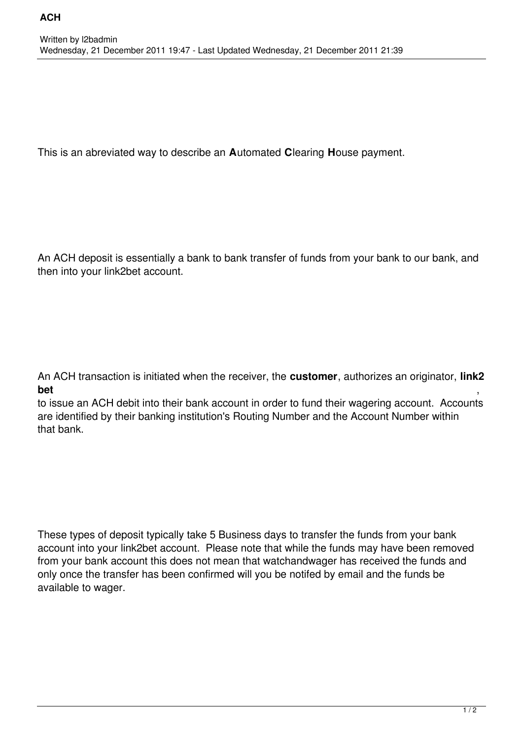# ACH

Written by l2badmin
Wednesday, 21 December 2011 19:47 - Last Updated Wednesday, 21 December 2011 21:39

This is an abreviated way to describe an **A**utomated **C**learing **H**ouse payment.

An ACH deposit is essentially a bank to bank transfer of funds from your bank to our bank, and then into your link2bet account.

An ACH transaction is initiated when the receiver, the **customer**, authorizes an originator, **link2bet**, to issue an ACH debit into their bank account in order to fund their wagering account. Accounts are identified by their banking institution's Routing Number and the Account Number within that bank.

These types of deposit typically take 5 Business days to transfer the funds from your bank account into your link2bet account. Please note that while the funds may have been removed from your bank account this does not mean that watchandwager has received the funds and only once the transfer has been confirmed will you be notifed by email and the funds be available to wager.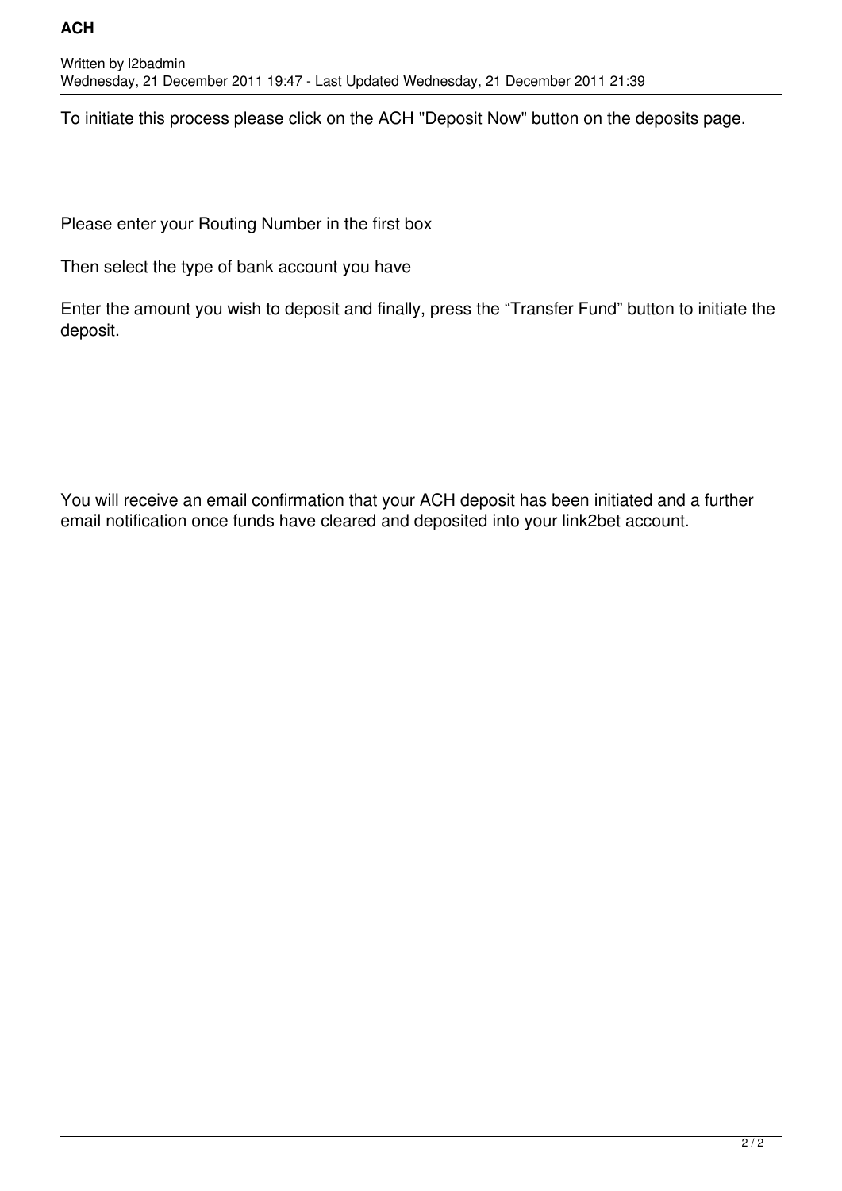To initiate this process please click on the ACH "Deposit Now" button on the deposits page.

Please enter your Routing Number in the first box

Then select the type of bank account you have

Enter the amount you wish to deposit and finally, press the “Transfer Fund” button to initiate the deposit.

You will receive an email confirmation that your ACH deposit has been initiated and a further email notification once funds have cleared and deposited into your link2bet account.